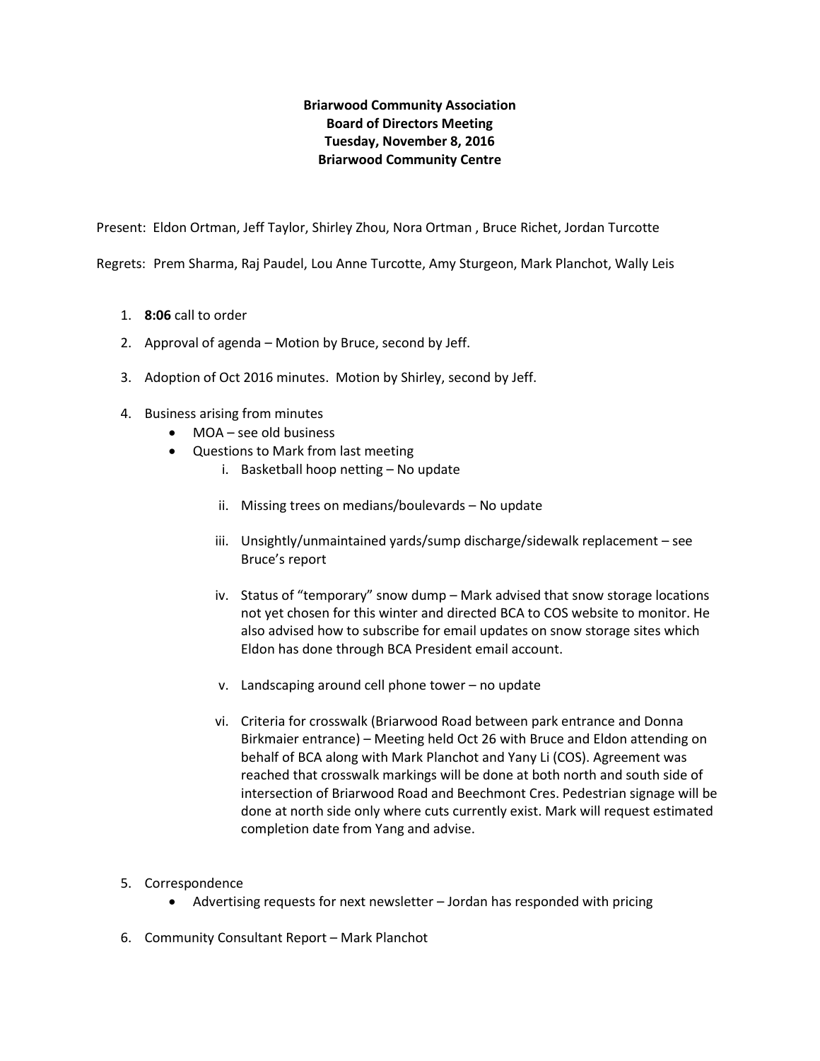**Briarwood Community Association**
**Board of Directors Meeting**
**Tuesday, November 8, 2016**
**Briarwood Community Centre**

Present: Eldon Ortman, Jeff Taylor, Shirley Zhou, Nora Ortman , Bruce Richet, Jordan Turcotte

Regrets: Prem Sharma, Raj Paudel, Lou Anne Turcotte, Amy Sturgeon, Mark Planchot, Wally Leis

1. **8:06** call to order

2. Approval of agenda – Motion by Bruce, second by Jeff.

3. Adoption of Oct 2016 minutes. Motion by Shirley, second by Jeff.

4. Business arising from minutes
   - MOA – see old business
   - Questions to Mark from last meeting
     i. Basketball hoop netting – No update
     ii. Missing trees on medians/boulevards – No update
     iii. Unsightly/unmaintained yards/sump discharge/sidewalk replacement – see Bruce's report
     iv. Status of "temporary" snow dump – Mark advised that snow storage locations not yet chosen for this winter and directed BCA to COS website to monitor. He also advised how to subscribe for email updates on snow storage sites which Eldon has done through BCA President email account.
     v. Landscaping around cell phone tower – no update
     vi. Criteria for crosswalk (Briarwood Road between park entrance and Donna Birkmaier entrance) – Meeting held Oct 26 with Bruce and Eldon attending on behalf of BCA along with Mark Planchot and Yany Li (COS). Agreement was reached that crosswalk markings will be done at both north and south side of intersection of Briarwood Road and Beechmont Cres. Pedestrian signage will be done at north side only where cuts currently exist. Mark will request estimated completion date from Yang and advise.

5. Correspondence
   - Advertising requests for next newsletter – Jordan has responded with pricing

6. Community Consultant Report – Mark Planchot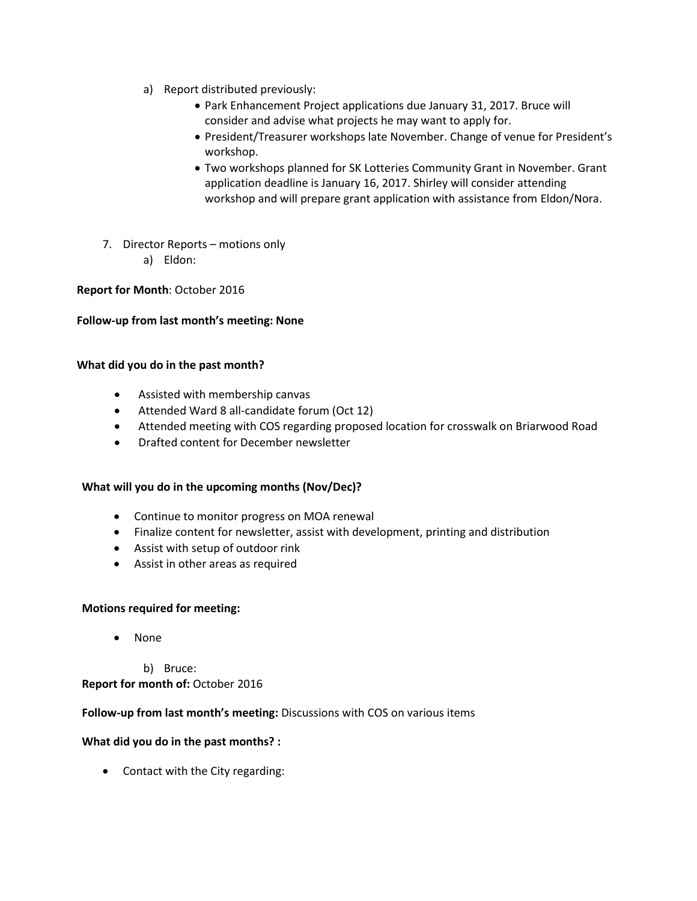a) Report distributed previously:
   - Park Enhancement Project applications due January 31, 2017. Bruce will consider and advise what projects he may want to apply for.
   - President/Treasurer workshops late November. Change of venue for President's workshop.
   - Two workshops planned for SK Lotteries Community Grant in November. Grant application deadline is January 16, 2017. Shirley will consider attending workshop and will prepare grant application with assistance from Eldon/Nora.

7. Director Reports – motions only
   a) Eldon:

**Report for Month**: October 2016

**Follow-up from last month's meeting: None**

**What did you do in the past month?**

- Assisted with membership canvas
- Attended Ward 8 all-candidate forum (Oct 12)
- Attended meeting with COS regarding proposed location for crosswalk on Briarwood Road
- Drafted content for December newsletter

**What will you do in the upcoming months (Nov/Dec)?**

- Continue to monitor progress on MOA renewal
- Finalize content for newsletter, assist with development, printing and distribution
- Assist with setup of outdoor rink
- Assist in other areas as required

**Motions required for meeting:**

- None

b) Bruce:

**Report for month of:** October 2016

**Follow-up from last month's meeting:** Discussions with COS on various items

**What did you do in the past months? :**

- Contact with the City regarding: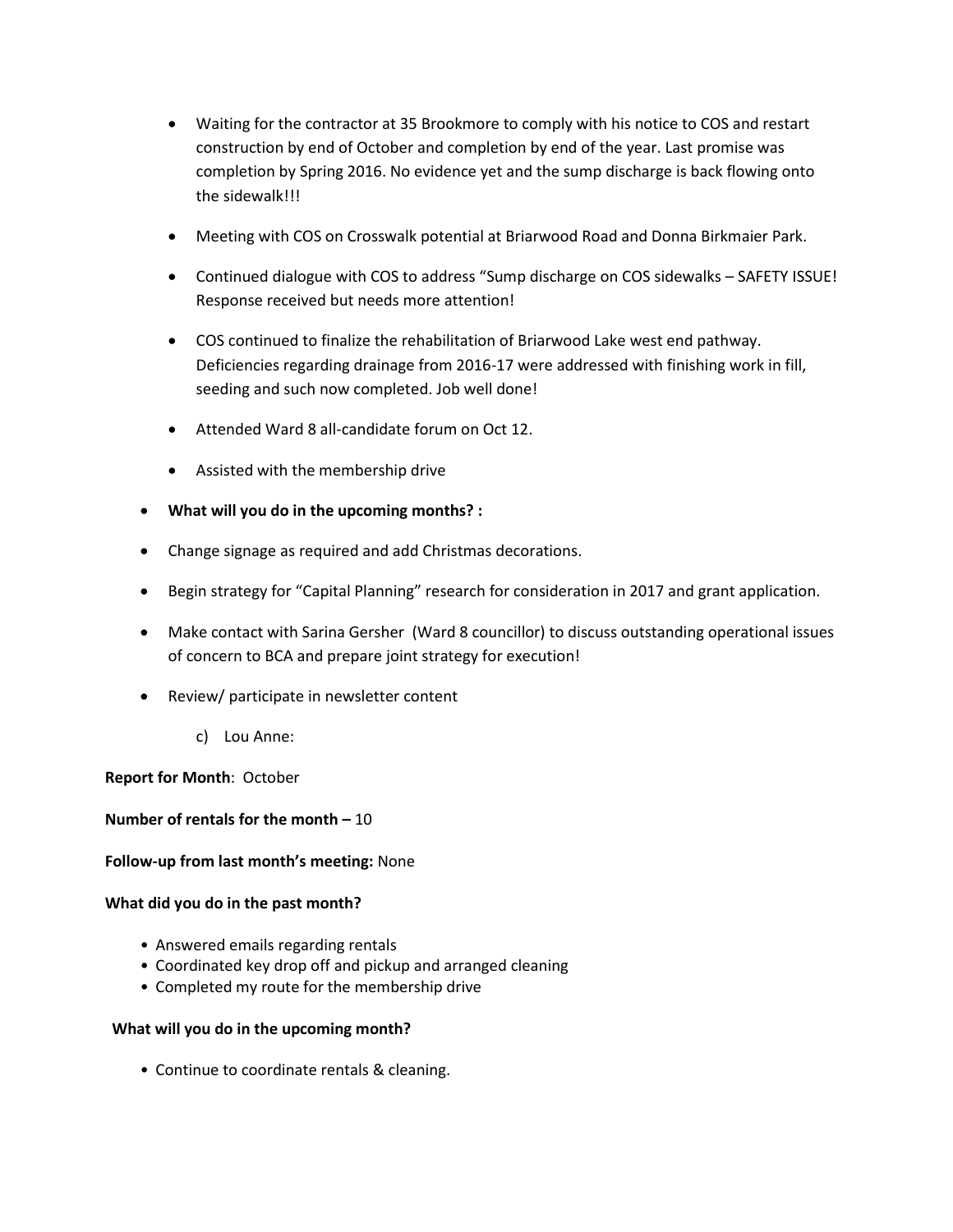- Waiting for the contractor at 35 Brookmore to comply with his notice to COS and restart construction by end of October and completion by end of the year. Last promise was completion by Spring 2016. No evidence yet and the sump discharge is back flowing onto the sidewalk!!!
- Meeting with COS on Crosswalk potential at Briarwood Road and Donna Birkmaier Park.
- Continued dialogue with COS to address "Sump discharge on COS sidewalks – SAFETY ISSUE! Response received but needs more attention!
- COS continued to finalize the rehabilitation of Briarwood Lake west end pathway. Deficiencies regarding drainage from 2016-17 were addressed with finishing work in fill, seeding and such now completed. Job well done!
- Attended Ward 8 all-candidate forum on Oct 12.
- Assisted with the membership drive

- **What will you do in the upcoming months? :**
- Change signage as required and add Christmas decorations.
- Begin strategy for "Capital Planning" research for consideration in 2017 and grant application.
- Make contact with Sarina Gersher (Ward 8 councillor) to discuss outstanding operational issues of concern to BCA and prepare joint strategy for execution!
- Review/ participate in newsletter content

c) Lou Anne:

**Report for Month**: October

**Number of rentals for the month –** 10

**Follow-up from last month's meeting:** None

**What did you do in the past month?**

- Answered emails regarding rentals
- Coordinated key drop off and pickup and arranged cleaning
- Completed my route for the membership drive

**What will you do in the upcoming month?**

- Continue to coordinate rentals & cleaning.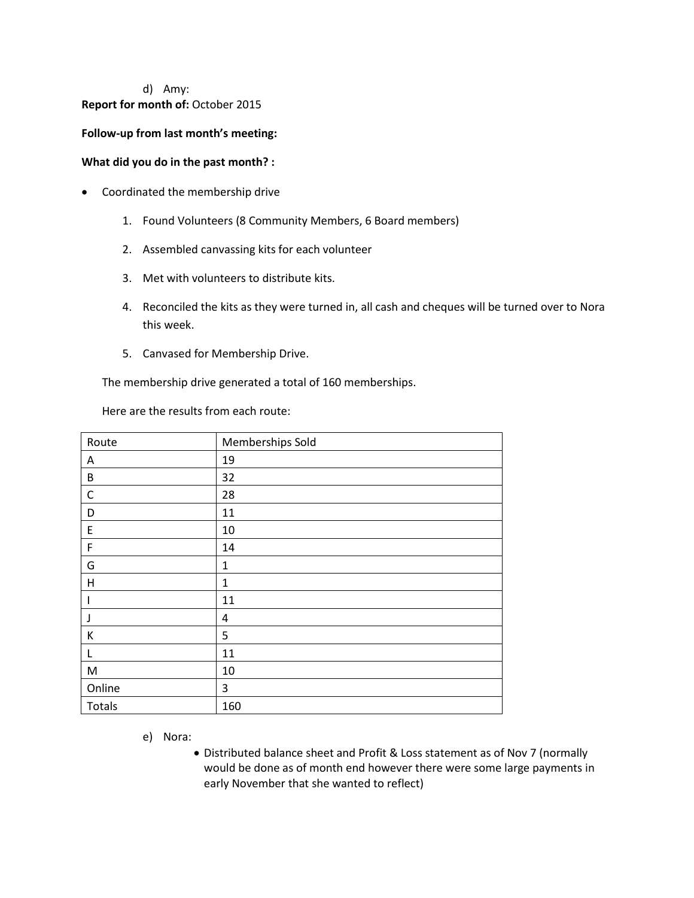d) Amy:

**Report for month of:** October 2015

**Follow-up from last month's meeting:**

**What did you do in the past month? :**

- Coordinated the membership drive
  1. Found Volunteers (8 Community Members, 6 Board members)
  2. Assembled canvassing kits for each volunteer
  3. Met with volunteers to distribute kits.
  4. Reconciled the kits as they were turned in, all cash and cheques will be turned over to Nora this week.
  5. Canvased for Membership Drive.

  The membership drive generated a total of 160 memberships.

  Here are the results from each route:

| Route | Memberships Sold |
|---|---|
| A | 19 |
| B | 32 |
| C | 28 |
| D | 11 |
| E | 10 |
| F | 14 |
| G | 1 |
| H | 1 |
| I | 11 |
| J | 4 |
| K | 5 |
| L | 11 |
| M | 10 |
| Online | 3 |
| Totals | 160 |

e) Nora:

- Distributed balance sheet and Profit & Loss statement as of Nov 7 (normally would be done as of month end however there were some large payments in early November that she wanted to reflect)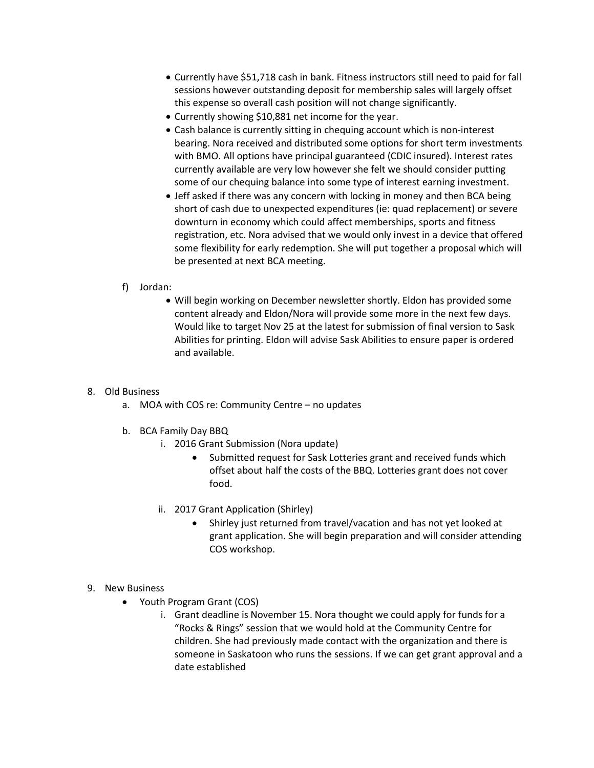- Currently have $51,718 cash in bank. Fitness instructors still need to paid for fall sessions however outstanding deposit for membership sales will largely offset this expense so overall cash position will not change significantly.
- Currently showing $10,881 net income for the year.
- Cash balance is currently sitting in chequing account which is non-interest bearing. Nora received and distributed some options for short term investments with BMO. All options have principal guaranteed (CDIC insured). Interest rates currently available are very low however she felt we should consider putting some of our chequing balance into some type of interest earning investment.
- Jeff asked if there was any concern with locking in money and then BCA being short of cash due to unexpected expenditures (ie: quad replacement) or severe downturn in economy which could affect memberships, sports and fitness registration, etc. Nora advised that we would only invest in a device that offered some flexibility for early redemption. She will put together a proposal which will be presented at next BCA meeting.

f) Jordan:

- Will begin working on December newsletter shortly. Eldon has provided some content already and Eldon/Nora will provide some more in the next few days. Would like to target Nov 25 at the latest for submission of final version to Sask Abilities for printing. Eldon will advise Sask Abilities to ensure paper is ordered and available.

8. Old Business
   a. MOA with COS re: Community Centre – no updates

   b. BCA Family Day BBQ
      i. 2016 Grant Submission (Nora update)
         - Submitted request for Sask Lotteries grant and received funds which offset about half the costs of the BBQ. Lotteries grant does not cover food.

      ii. 2017 Grant Application (Shirley)
         - Shirley just returned from travel/vacation and has not yet looked at grant application. She will begin preparation and will consider attending COS workshop.

9. New Business
   - Youth Program Grant (COS)
      i. Grant deadline is November 15. Nora thought we could apply for funds for a "Rocks & Rings" session that we would hold at the Community Centre for children. She had previously made contact with the organization and there is someone in Saskatoon who runs the sessions. If we can get grant approval and a date established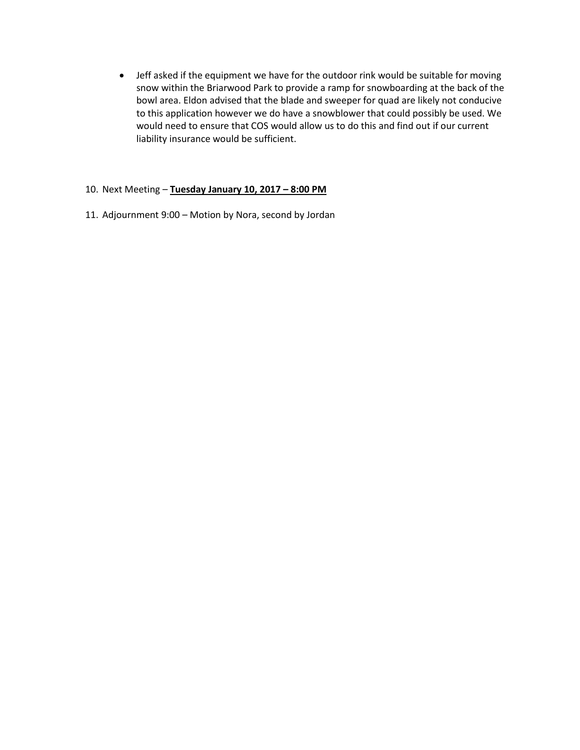- Jeff asked if the equipment we have for the outdoor rink would be suitable for moving snow within the Briarwood Park to provide a ramp for snowboarding at the back of the bowl area. Eldon advised that the blade and sweeper for quad are likely not conducive to this application however we do have a snowblower that could possibly be used. We would need to ensure that COS would allow us to do this and find out if our current liability insurance would be sufficient.

10. Next Meeting – <u>**Tuesday January 10, 2017 – 8:00 PM**</u>

11. Adjournment 9:00 – Motion by Nora, second by Jordan